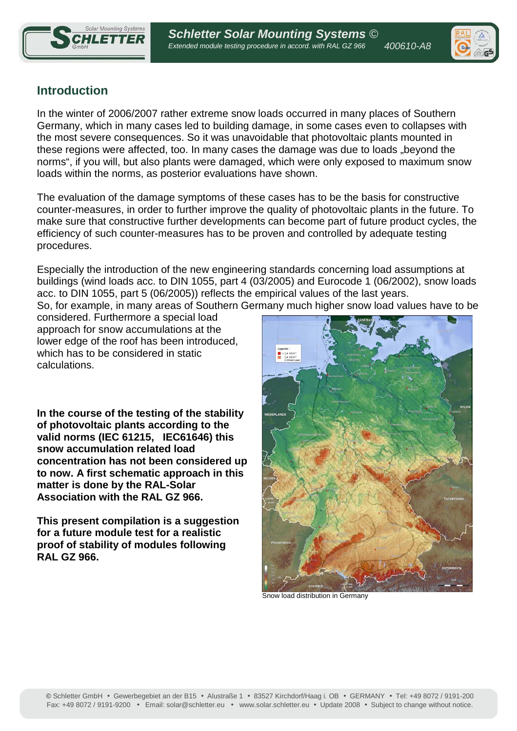## Introduction

In the winter of 2006/2007 rather extreme snow loads occurred in many places of Southern Germany, which in many cases led to building damage, in some cases even to collapses with the most severe consequences. So it was unavoidable that photovoltaic plants mounted in these regions were affected, too. In many cases the damage was due to loads „beyond the norms", if you will, but also plants were damaged, which were only exposed to maximum snow loads within the norms, as posterior evaluations have shown.

The evaluation of the damage symptoms of these cases has to be the basis for constructive counter-measures, in order to further improve the quality of photovoltaic plants in the future. To make sure that constructive further developments can become part of future product cycles, the efficiency of such counter-measures has to be proven and controlled by adequate testing procedures.

Especially the introduction of the new engineering standards concerning load assumptions at buildings (wind loads acc. to DIN 1055, part 4 (03/2005) and Eurocode 1 (06/2002), snow loads acc. to DIN 1055, part 5 (06/2005)) reflects the empirical values of the last years.
So, for example, in many areas of Southern Germany much higher snow load values have to be considered. Furthermore a special load approach for snow accumulations at the lower edge of the roof has been introduced, which has to be considered in static calculations.

**In the course of the testing of the stability of photovoltaic plants according to the valid norms (IEC 61215, IEC61646) this snow accumulation related load concentration has not been considered up to now. A first schematic approach in this matter is done by the RAL-Solar Association with the RAL GZ 966.**

**This present compilation is a suggestion for a future module test for a realistic proof of stability of modules following RAL GZ 966.**

Snow load distribution in Germany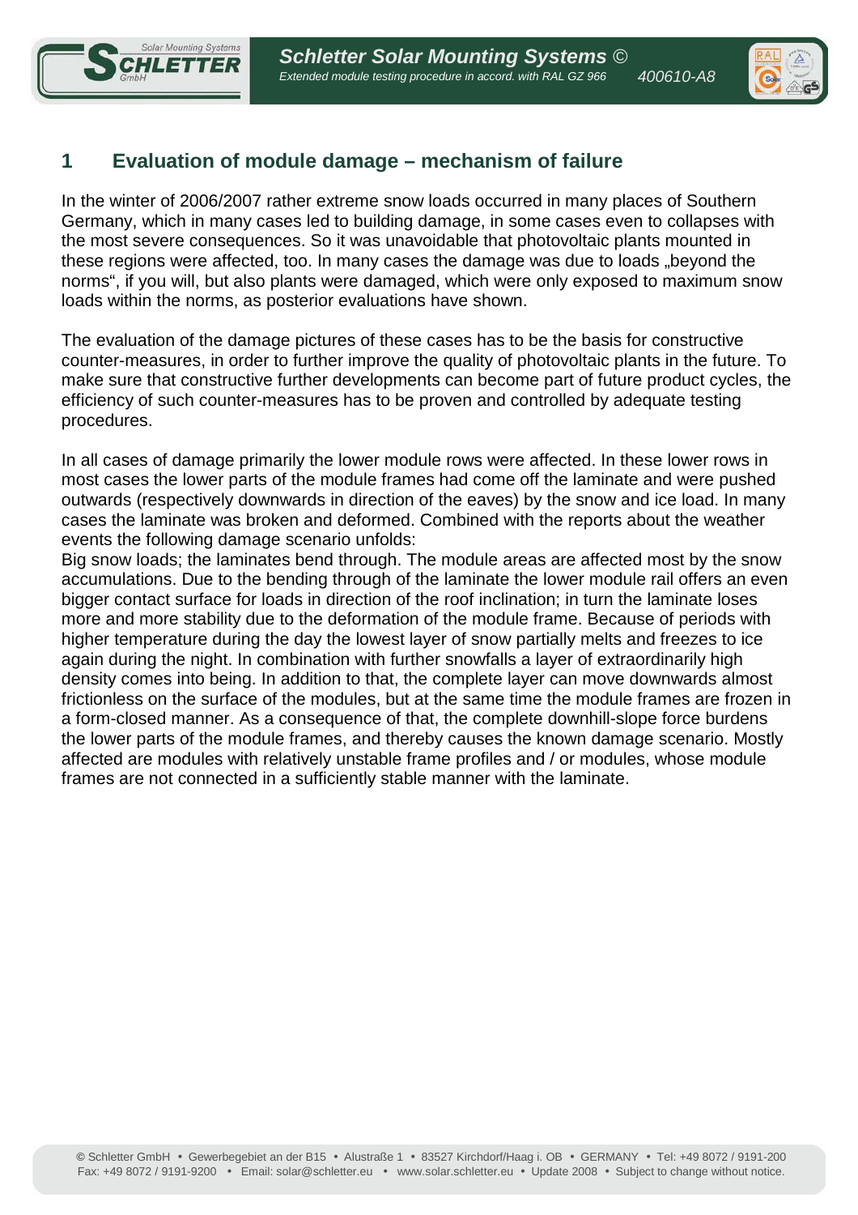# 1 Evaluation of module damage – mechanism of failure

In the winter of 2006/2007 rather extreme snow loads occurred in many places of Southern Germany, which in many cases led to building damage, in some cases even to collapses with the most severe consequences. So it was unavoidable that photovoltaic plants mounted in these regions were affected, too. In many cases the damage was due to loads „beyond the norms“, if you will, but also plants were damaged, which were only exposed to maximum snow loads within the norms, as posterior evaluations have shown.

The evaluation of the damage pictures of these cases has to be the basis for constructive counter-measures, in order to further improve the quality of photovoltaic plants in the future. To make sure that constructive further developments can become part of future product cycles, the efficiency of such counter-measures has to be proven and controlled by adequate testing procedures.

In all cases of damage primarily the lower module rows were affected. In these lower rows in most cases the lower parts of the module frames had come off the laminate and were pushed outwards (respectively downwards in direction of the eaves) by the snow and ice load. In many cases the laminate was broken and deformed. Combined with the reports about the weather events the following damage scenario unfolds:
Big snow loads; the laminates bend through. The module areas are affected most by the snow accumulations. Due to the bending through of the laminate the lower module rail offers an even bigger contact surface for loads in direction of the roof inclination; in turn the laminate loses more and more stability due to the deformation of the module frame. Because of periods with higher temperature during the day the lowest layer of snow partially melts and freezes to ice again during the night. In combination with further snowfalls a layer of extraordinarily high density comes into being. In addition to that, the complete layer can move downwards almost frictionless on the surface of the modules, but at the same time the module frames are frozen in a form-closed manner. As a consequence of that, the complete downhill-slope force burdens the lower parts of the module frames, and thereby causes the known damage scenario. Mostly affected are modules with relatively unstable frame profiles and / or modules, whose module frames are not connected in a sufficiently stable manner with the laminate.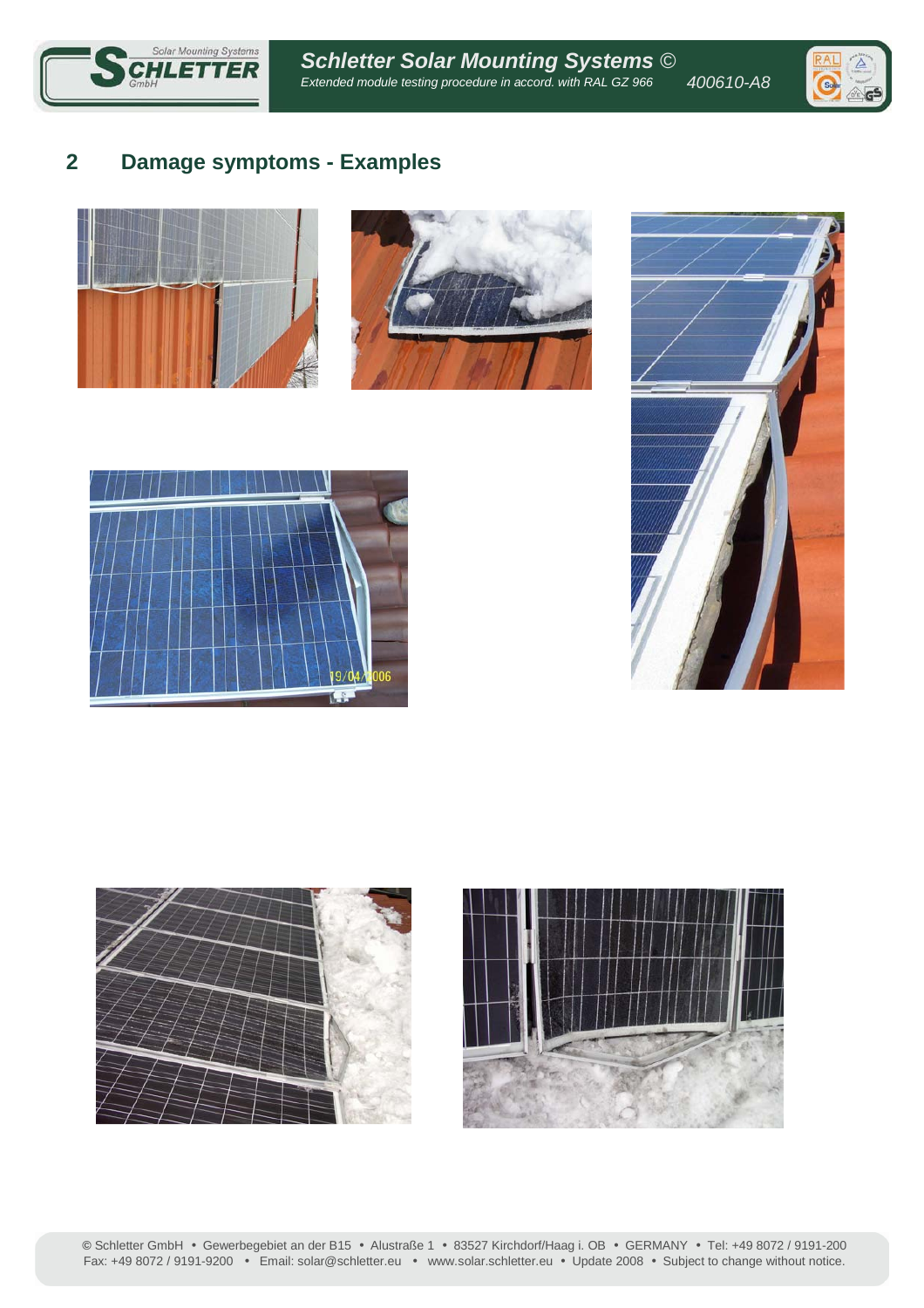## 2 Damage symptoms - Examples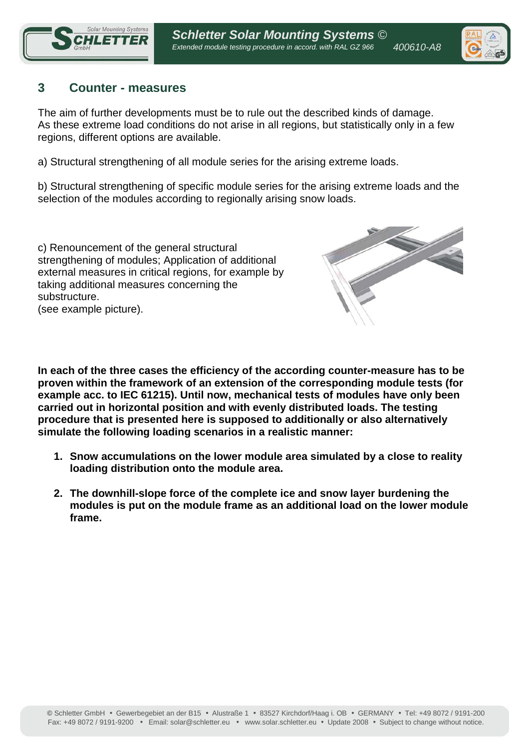## 3 Counter - measures

The aim of further developments must be to rule out the described kinds of damage.
As these extreme load conditions do not arise in all regions, but statistically only in a few regions, different options are available.

a) Structural strengthening of all module series for the arising extreme loads.

b) Structural strengthening of specific module series for the arising extreme loads and the selection of the modules according to regionally arising snow loads.

c) Renouncement of the general structural strengthening of modules; Application of additional external measures in critical regions, for example by taking additional measures concerning the substructure.
(see example picture).

**In each of the three cases the efficiency of the according counter-measure has to be proven within the framework of an extension of the corresponding module tests (for example acc. to IEC 61215). Until now, mechanical tests of modules have only been carried out in horizontal position and with evenly distributed loads. The testing procedure that is presented here is supposed to additionally or also alternatively simulate the following loading scenarios in a realistic manner:**

1. **Snow accumulations on the lower module area simulated by a close to reality loading distribution onto the module area.**

2. **The downhill-slope force of the complete ice and snow layer burdening the modules is put on the module frame as an additional load on the lower module frame.**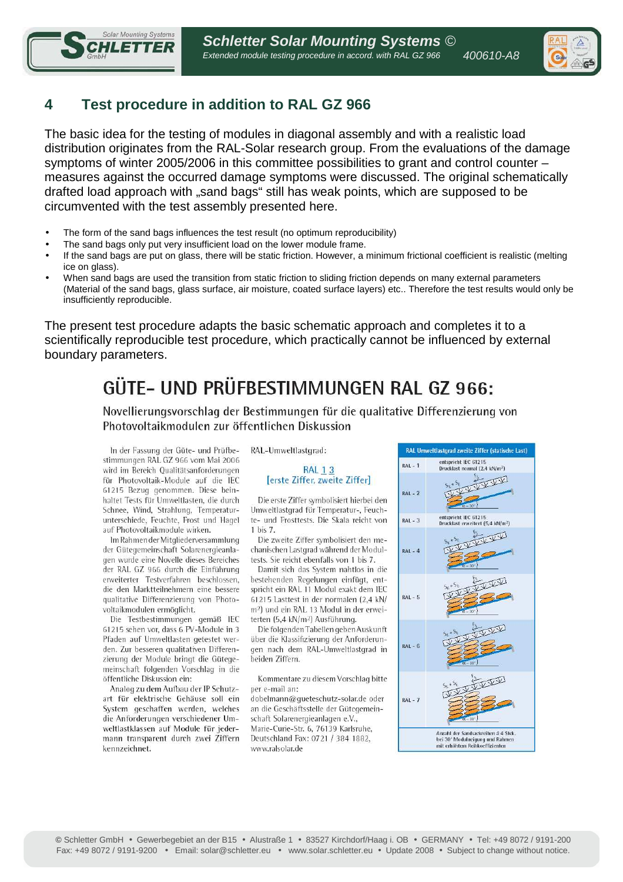## 4 Test procedure in addition to RAL GZ 966

The basic idea for the testing of modules in diagonal assembly and with a realistic load distribution originates from the RAL-Solar research group. From the evaluations of the damage symptoms of winter 2005/2006 in this committee possibilities to grant and control counter – measures against the occurred damage symptoms were discussed. The original schematically drafted load approach with „sand bags“ still has weak points, which are supposed to be circumvented with the test assembly presented here.

- The form of the sand bags influences the test result (no optimum reproducibility)
- The sand bags only put very insufficient load on the lower module frame.
- If the sand bags are put on glass, there will be static friction. However, a minimum frictional coefficient is realistic (melting ice on glass).
- When sand bags are used the transition from static friction to sliding friction depends on many external parameters (Material of the sand bags, glass surface, air moisture, coated surface layers) etc.. Therefore the test results would only be insufficiently reproducible.

The present test procedure adapts the basic schematic approach and completes it to a scientifically reproducible test procedure, which practically cannot be influenced by external boundary parameters.

# GÜTE- UND PRÜFBESTIMMUNGEN RAL GZ 966:

Novellierungsvorschlag der Bestimmungen für die qualitative Differenzierung von Photovoltaikmodulen zur öffentlichen Diskussion

In der Fassung der Güte- und Prüfbestimmungen RAL GZ 966 vom Mai 2006 wird im Bereich Qualitätsanforderungen für Photovoltaik-Module auf die IEC 61215 Bezug genommen. Diese beinhaltet Tests für Umweltlasten, die durch Schnee, Wind, Strahlung, Temperaturunterschiede, Feuchte, Frost und Hagel auf Photovoltaikmodule wirken.

Im Rahmen der Mitgliederversammlung der Gütegemeinschaft Solarenergieanlagen wurde eine Novelle dieses Bereiches der RAL GZ 966 durch die Einführung erweiterter Testverfahren beschlossen, die den Marktteilnehmern eine bessere qualitative Differenzierung von Photovoltaikmodulen ermöglicht.

Die Testbestimmungen gemäß IEC 61215 sehen vor, dass 6 PV-Module in 3 Pfaden auf Umweltlasten getestet werden. Zur besseren qualitativen Differenzierung der Module bringt die Gütegemeinschaft folgenden Vorschlag in die öffentliche Diskussion ein:

Analog zu dem Aufbau der IP Schutzart für elektrische Gehäuse soll ein System geschaffen werden, welches die Anforderungen verschiedener Umweltlastklassen auf Module für jedermann transparent durch zwei Ziffern kennzeichnet.

RAL-Umweltlastgrad:

RAL 1 3
[erste Ziffer, zweite Ziffer]

Die erste Ziffer symbolisiert hierbei den Umweltlastgrad für Temperatur-, Feuchte- und Frosttests. Die Skala reicht von 1 bis 7.

Die zweite Ziffer symbolisiert den mechanischen Lastgrad während der Modultests. Sie reicht ebenfalls von 1 bis 7.

Damit sich das System nahtlos in die bestehenden Regelungen einfügt, entspricht ein RAL 11 Modul exakt dem IEC 61215 Lasttest in der normalen (2,4 kN/m²) und ein RAL 13 Modul in der erweiterten (5,4 kN/m²) Ausführung.

Die folgenden Tabellen geben Auskunft über die Klassifizierung der Anforderungen nach dem RAL-Umweltlastgrad in beiden Ziffern.

Kommentare zu diesem Vorschlag bitte per e-mail an:
dobelmann@gueteschutz-solar.de oder an die Geschäftsstelle der Gütegemeinschaft Solarenergieanlagen e.V., Marie-Curie-Str. 6, 76139 Karlsruhe, Deutschland Fax: 0721 / 384 1882, www.ralsolar.de

| RAL Umweltlastgrad zweite Ziffer (statische Last) | |
|---|---|
| RAL - 1 | entspricht IEC 61215 Drucklast normal (2,4 kN/m²) |
| RAL - 2 | |
| RAL - 3 | entspricht IEC 61215 Drucklast erweitert (5,4 kN/m²) |
| RAL - 4 | |
| RAL - 5 | |
| RAL - 6 | |
| RAL - 7 | |

Anzahl der Sandsackreihen à 4 Stck. bei 30° Modulneigung und Rahmen mit erhöhten Reibkoeffizienten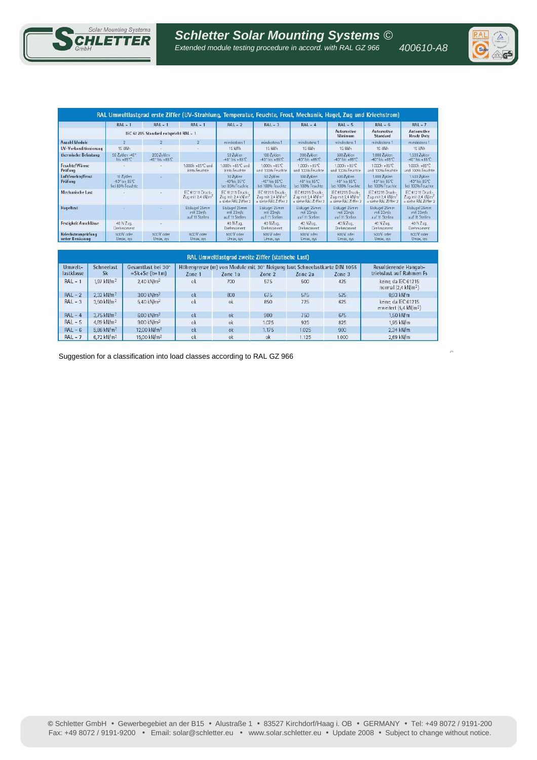| RAL Umweltlastgrad erste Ziffer (UV-Strahlung, Temperatur, Feuchte, Frost, Mechanik, Hagel, Zug und Kriechstrom) | | | | | | | | | |
|---|---|---|---|---|---|---|---|---|---|
| | RAL - 1 | RAL - 1 | RAL - 1 | RAL - 2 | RAL - 3 | RAL - 4 | RAL - 5 | RAL - 6 | RAL - 7 |
| | IEC 61 215 Standard entspricht RAL - 1 | | | | | | Automotive Minimum | Automotive Standard | Automotive Heavy Duty |
| Anzahl Module | 2 | 2 | 2 | mindestens 1 | mindestens 1 | mindestens 1 | mindestens 1 | mindestens 1 | mindestens 1 |
| UV-Vorkonditionierung | 15 kWh | - | - | 15 kWh | 15 kWh | 15 kWh | 15 kWh | 15 kWh | 15 kWh |
| thermische Belastung | 50 Zyklen -40° bis +85°C | 200 Zyklen -40° bis +85°C | | 50 Zyklen -40° bis +85°C | 100 Zyklen -40° bis +85°C | 200 Zyklen -40° bis +85°C | 500 Zyklen -40° bis +85°C | 1.000 Zyklen -40° bis +85°C | 1.500 Zyklen -40° bis +85°C |
| Feuchte/Wärme Prüfung | - | - | 1.000h +85°C und 85% Feuchte | 1.000h +85°C und 85% Feuchte | 1.000h +85°C und 100% Feuchte | 1.000h +85°C und 100% Feuchte | 1.000h +85°C und 100% Feuchte | 1.000h +85°C und 100% Feuchte | 1.000h +85°C und 100% Feuchte |
| Luftfeuchte/Frost Prüfung | 10 Zyklen -40° bis 85°C bei 85% Feuchte | - | | 10 Zyklen -40° bis 85°C bei 85% Feuchte | 50 Zyklen -40° bis 85°C bei 100% Feuchte | 100 Zyklen -40° bis 85°C bei 100% Feuchte | 500 Zyklen -40° bis 85°C bei 100% Feuchte | 1.000 Zyklen -40° bis 85°C bei 100% Feuchte | 1.500 Zyklen -40° bis 85°C bei 100% Feuchte |
| Mechanische Last | - | - | IEC 61215 Druck-, Zug mit 2,4 kN/m² | IEC 61215 Druck-, Zug mit 2,4 kN/m² + siehe RAL Ziffer 2 | IEC 61215 Druck-, Zug mit 2,4 kN/m² + siehe RAL Ziffer 2 | IEC 61215 Druck-, Zug mit 2,4 kN/m² + siehe RAL Ziffer 2 | IEC 61215 Druck-, Zug mit 2,4 kN/m² + siehe RAL Ziffer 2 | IEC 61215 Druck-, Zug mit 2,4 kN/m² + siehe RAL Ziffer 2 | IEC 61215 Druck-, Zug mit 2,4 kN/m² + siehe RAL Ziffer 2 |
| Hageltest | - | - | Eiskugel 25mm mit 23m/s auf 11 Stellen | Eiskugel 25mm mit 23m/s auf 11 Stellen | Eiskugel 25mm mit 23m/s auf 11 Stellen | Eiskugel 25mm mit 23m/s auf 11 Stellen | Eiskugel 25mm mit 23m/s auf 11 Stellen | Eiskugel 25mm mit 23m/s auf 11 Stellen | Eiskugel 25mm mit 23m/s auf 11 Stellen |
| Festigkeit Anschlüsse | 40 N Zug, Drehmoment | - | | 40 N Zug, Drehmoment | 40 N Zug, Drehmoment | 40 N Zug, Drehmoment | 40 N Zug, Drehmoment | 40 N Zug, Drehmoment | 40 N Zug, Drehmoment |
| Kriechstromprüfung unter Benässung | 500V oder Umax, sys | 500V oder Umax, sys | 500V oder Umax, sys | 500V oder Umax, sys | 500V oder Umax, sys | 500V oder Umax, sys | 500V oder Umax, sys | 500V oder Umax, sys | 500V oder Umax, sys |

| RAL Umweltlastgrad zweite Ziffer (statische Last) | | | | | | | | |
|---|---|---|---|---|---|---|---|---|
| Umwelt-lastklasse | Schneelast Sk | Gesamtlast bei 30° =Sk+Se (b=1m) | Höhengrenze (m) von Module mit 30° Neigung laut Schneelastkarte DIN 1055 | | | | | Resultierende Hangab-triebslast auf Rahmen Fs |
| | | | Zone 1 | Zone 1a | Zone 2 | Zone 2a | Zone 3 | |
| RAL - 1 | 1,97 kN/m² | 2,40 kN/m² | ok | 700 | 575 | 500 | 425 | keine, da IEC 61215 normal (2,4 kN/m²) |
| RAL - 2 | 2,32 kN/m² | 3,00 kN/m² | ok | 800 | 675 | 575 | 525 | 0,93 kN/m |
| RAL - 3 | 3,50 kN/m² | 5,40 kN/m² | ok | ok | 850 | 725 | 625 | keine, da IEC 61215 erweitert (5,4 kN/m²) |
| RAL - 4 | 3,75 kN/m² | 6,00 kN/m² | ok | ok | 900 | 750 | 675 | 1,50 kN/m |
| RAL - 5 | 4,89 kN/m² | 9,00 kN/m² | ok | ok | 1.075 | 925 | 825 | 1,95 kN/m |
| RAL - 6 | 5,86 kN/m² | 12,00 kN/m² | ok | ok | 1.175 | 1.025 | 900 | 2,34 kN/m |
| RAL - 7 | 6,72 kN/m² | 15,00 kN/m² | ok | ok | ok | 1.125 | 1.000 | 2,69 kN/m |

Suggestion for a classification into load classes according to RAL GZ 966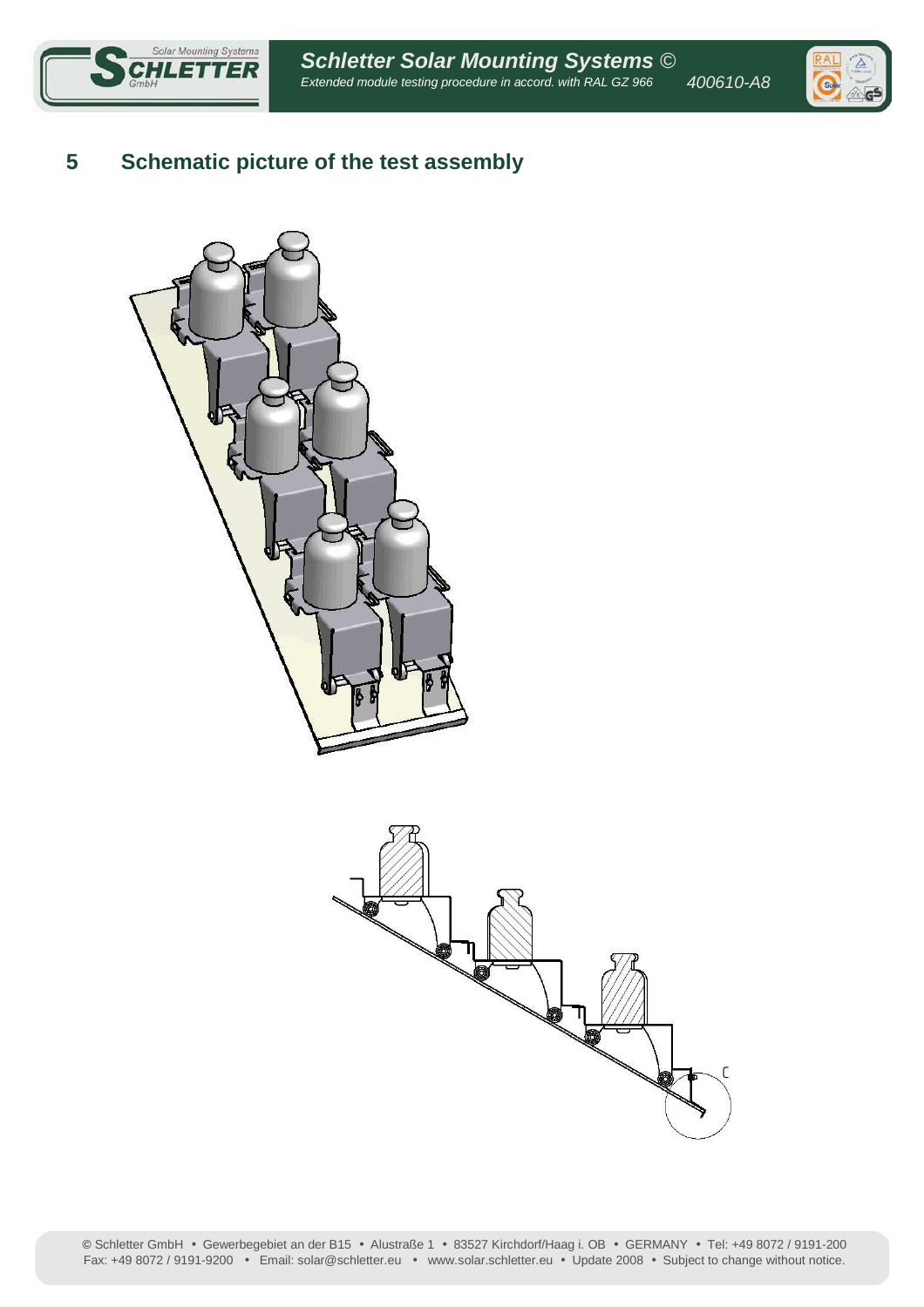## 5 Schematic picture of the test assembly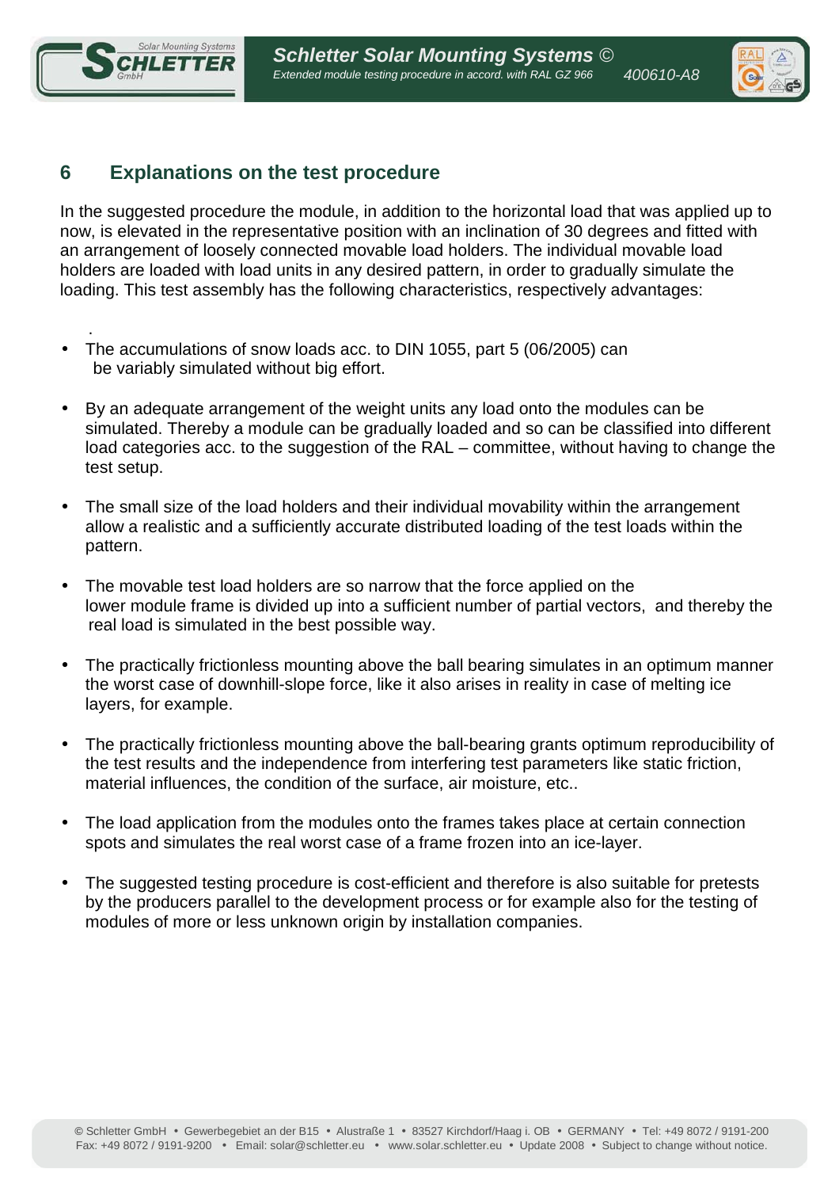## 6 Explanations on the test procedure

In the suggested procedure the module, in addition to the horizontal load that was applied up to now, is elevated in the representative position with an inclination of 30 degrees and fitted with an arrangement of loosely connected movable load holders. The individual movable load holders are loaded with load units in any desired pattern, in order to gradually simulate the loading. This test assembly has the following characteristics, respectively advantages:

- The accumulations of snow loads acc. to DIN 1055, part 5 (06/2005) can be variably simulated without big effort.

- By an adequate arrangement of the weight units any load onto the modules can be simulated. Thereby a module can be gradually loaded and so can be classified into different load categories acc. to the suggestion of the RAL – committee, without having to change the test setup.

- The small size of the load holders and their individual movability within the arrangement allow a realistic and a sufficiently accurate distributed loading of the test loads within the pattern.

- The movable test load holders are so narrow that the force applied on the lower module frame is divided up into a sufficient number of partial vectors, and thereby the real load is simulated in the best possible way.

- The practically frictionless mounting above the ball bearing simulates in an optimum manner the worst case of downhill-slope force, like it also arises in reality in case of melting ice layers, for example.

- The practically frictionless mounting above the ball-bearing grants optimum reproducibility of the test results and the independence from interfering test parameters like static friction, material influences, the condition of the surface, air moisture, etc..

- The load application from the modules onto the frames takes place at certain connection spots and simulates the real worst case of a frame frozen into an ice-layer.

- The suggested testing procedure is cost-efficient and therefore is also suitable for pretests by the producers parallel to the development process or for example also for the testing of modules of more or less unknown origin by installation companies.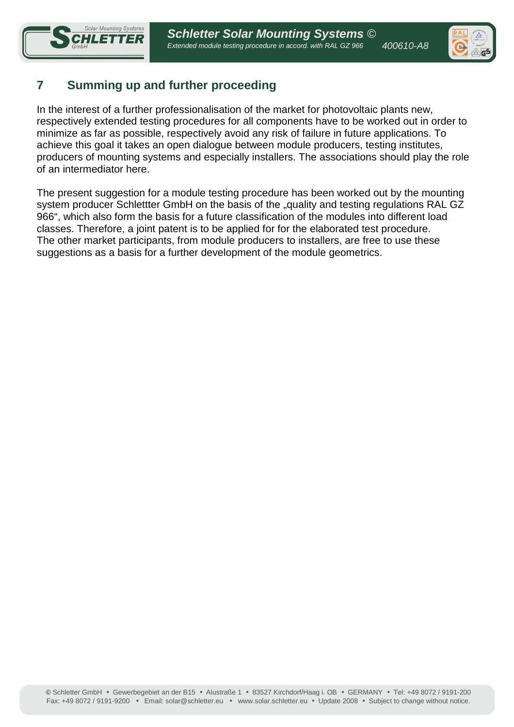## 7 Summing up and further proceeding

In the interest of a further professionalisation of the market for photovoltaic plants new, respectively extended testing procedures for all components have to be worked out in order to minimize as far as possible, respectively avoid any risk of failure in future applications. To achieve this goal it takes an open dialogue between module producers, testing institutes, producers of mounting systems and especially installers. The associations should play the role of an intermediator here.

The present suggestion for a module testing procedure has been worked out by the mounting system producer Schlettter GmbH on the basis of the „quality and testing regulations RAL GZ 966", which also form the basis for a future classification of the modules into different load classes. Therefore, a joint patent is to be applied for for the elaborated test procedure.
The other market participants, from module producers to installers, are free to use these suggestions as a basis for a further development of the module geometrics.